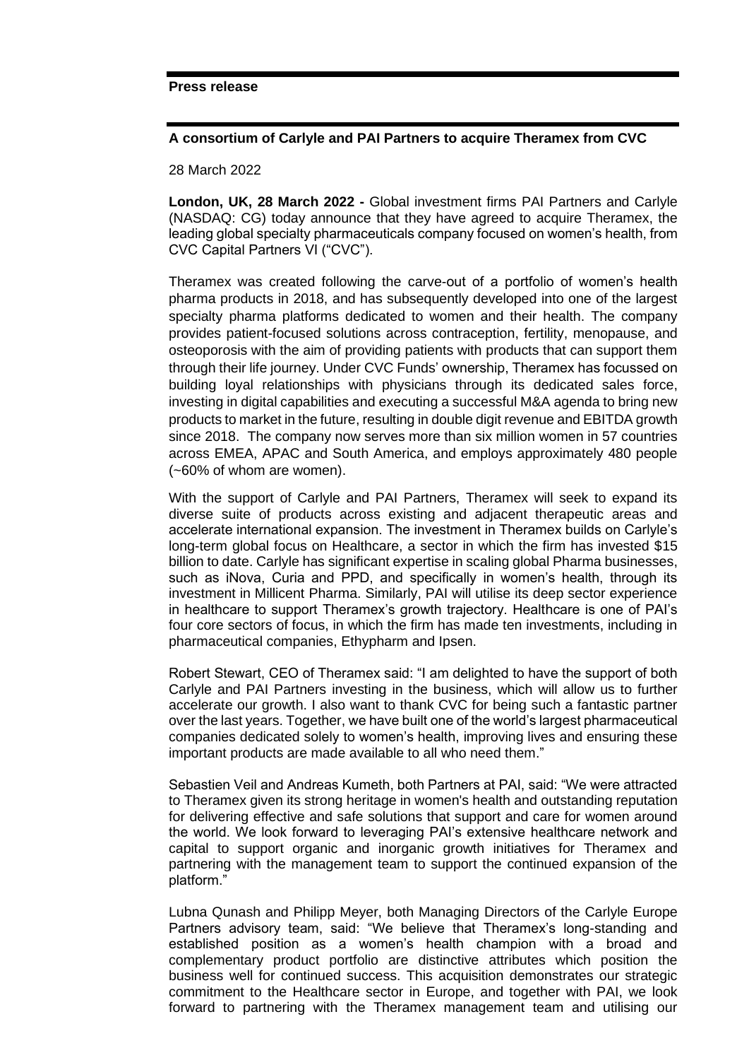**Press release**

**A consortium of Carlyle and PAI Partners to acquire Theramex from CVC**

28 March 2022

**London, UK, 28 March 2022 -** Global investment firms PAI Partners and Carlyle (NASDAQ: CG) today announce that they have agreed to acquire Theramex, the leading global specialty pharmaceuticals company focused on women's health, from CVC Capital Partners VI ("CVC").

Theramex was created following the carve-out of a portfolio of women's health pharma products in 2018, and has subsequently developed into one of the largest specialty pharma platforms dedicated to women and their health. The company provides patient-focused solutions across contraception, fertility, menopause, and osteoporosis with the aim of providing patients with products that can support them through their life journey. Under CVC Funds' ownership, Theramex has focussed on building loyal relationships with physicians through its dedicated sales force, investing in digital capabilities and executing a successful M&A agenda to bring new products to market in the future, resulting in double digit revenue and EBITDA growth since 2018. The company now serves more than six million women in 57 countries across EMEA, APAC and South America, and employs approximately 480 people (~60% of whom are women).

With the support of Carlyle and PAI Partners, Theramex will seek to expand its diverse suite of products across existing and adjacent therapeutic areas and accelerate international expansion. The investment in Theramex builds on Carlyle's long-term global focus on Healthcare, a sector in which the firm has invested $15 billion to date. Carlyle has significant expertise in scaling global Pharma businesses, such as iNova, Curia and PPD, and specifically in women's health, through its investment in Millicent Pharma. Similarly, PAI will utilise its deep sector experience in healthcare to support Theramex's growth trajectory. Healthcare is one of PAI's four core sectors of focus, in which the firm has made ten investments, including in pharmaceutical companies, Ethypharm and Ipsen.

Robert Stewart, CEO of Theramex said: "I am delighted to have the support of both Carlyle and PAI Partners investing in the business, which will allow us to further accelerate our growth. I also want to thank CVC for being such a fantastic partner over the last years. Together, we have built one of the world's largest pharmaceutical companies dedicated solely to women's health, improving lives and ensuring these important products are made available to all who need them."

Sebastien Veil and Andreas Kumeth, both Partners at PAI, said: "We were attracted to Theramex given its strong heritage in women's health and outstanding reputation for delivering effective and safe solutions that support and care for women around the world. We look forward to leveraging PAI's extensive healthcare network and capital to support organic and inorganic growth initiatives for Theramex and partnering with the management team to support the continued expansion of the platform."

Lubna Qunash and Philipp Meyer, both Managing Directors of the Carlyle Europe Partners advisory team, said: "We believe that Theramex's long-standing and established position as a women's health champion with a broad and complementary product portfolio are distinctive attributes which position the business well for continued success. This acquisition demonstrates our strategic commitment to the Healthcare sector in Europe, and together with PAI, we look forward to partnering with the Theramex management team and utilising our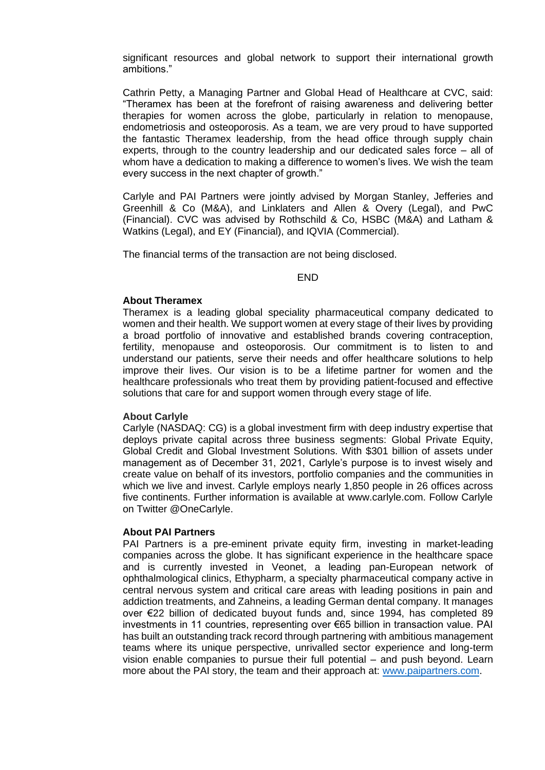significant resources and global network to support their international growth ambitions."

Cathrin Petty, a Managing Partner and Global Head of Healthcare at CVC, said: "Theramex has been at the forefront of raising awareness and delivering better therapies for women across the globe, particularly in relation to menopause, endometriosis and osteoporosis. As a team, we are very proud to have supported the fantastic Theramex leadership, from the head office through supply chain experts, through to the country leadership and our dedicated sales force – all of whom have a dedication to making a difference to women's lives. We wish the team every success in the next chapter of growth."

Carlyle and PAI Partners were jointly advised by Morgan Stanley, Jefferies and Greenhill & Co (M&A), and Linklaters and Allen & Overy (Legal), and PwC (Financial). CVC was advised by Rothschild & Co, HSBC (M&A) and Latham & Watkins (Legal), and EY (Financial), and IQVIA (Commercial).

The financial terms of the transaction are not being disclosed.

END

**About Theramex**

Theramex is a leading global speciality pharmaceutical company dedicated to women and their health. We support women at every stage of their lives by providing a broad portfolio of innovative and established brands covering contraception, fertility, menopause and osteoporosis. Our commitment is to listen to and understand our patients, serve their needs and offer healthcare solutions to help improve their lives. Our vision is to be a lifetime partner for women and the healthcare professionals who treat them by providing patient-focused and effective solutions that care for and support women through every stage of life.

**About Carlyle**

Carlyle (NASDAQ: CG) is a global investment firm with deep industry expertise that deploys private capital across three business segments: Global Private Equity, Global Credit and Global Investment Solutions. With $301 billion of assets under management as of December 31, 2021, Carlyle's purpose is to invest wisely and create value on behalf of its investors, portfolio companies and the communities in which we live and invest. Carlyle employs nearly 1,850 people in 26 offices across five continents. Further information is available at www.carlyle.com. Follow Carlyle on Twitter @OneCarlyle.

**About PAI Partners**

PAI Partners is a pre-eminent private equity firm, investing in market-leading companies across the globe. It has significant experience in the healthcare space and is currently invested in Veonet, a leading pan-European network of ophthalmological clinics, Ethypharm, a specialty pharmaceutical company active in central nervous system and critical care areas with leading positions in pain and addiction treatments, and Zahneins, a leading German dental company. It manages over €22 billion of dedicated buyout funds and, since 1994, has completed 89 investments in 11 countries, representing over €65 billion in transaction value. PAI has built an outstanding track record through partnering with ambitious management teams where its unique perspective, unrivalled sector experience and long-term vision enable companies to pursue their full potential – and push beyond. Learn more about the PAI story, the team and their approach at: www.paipartners.com.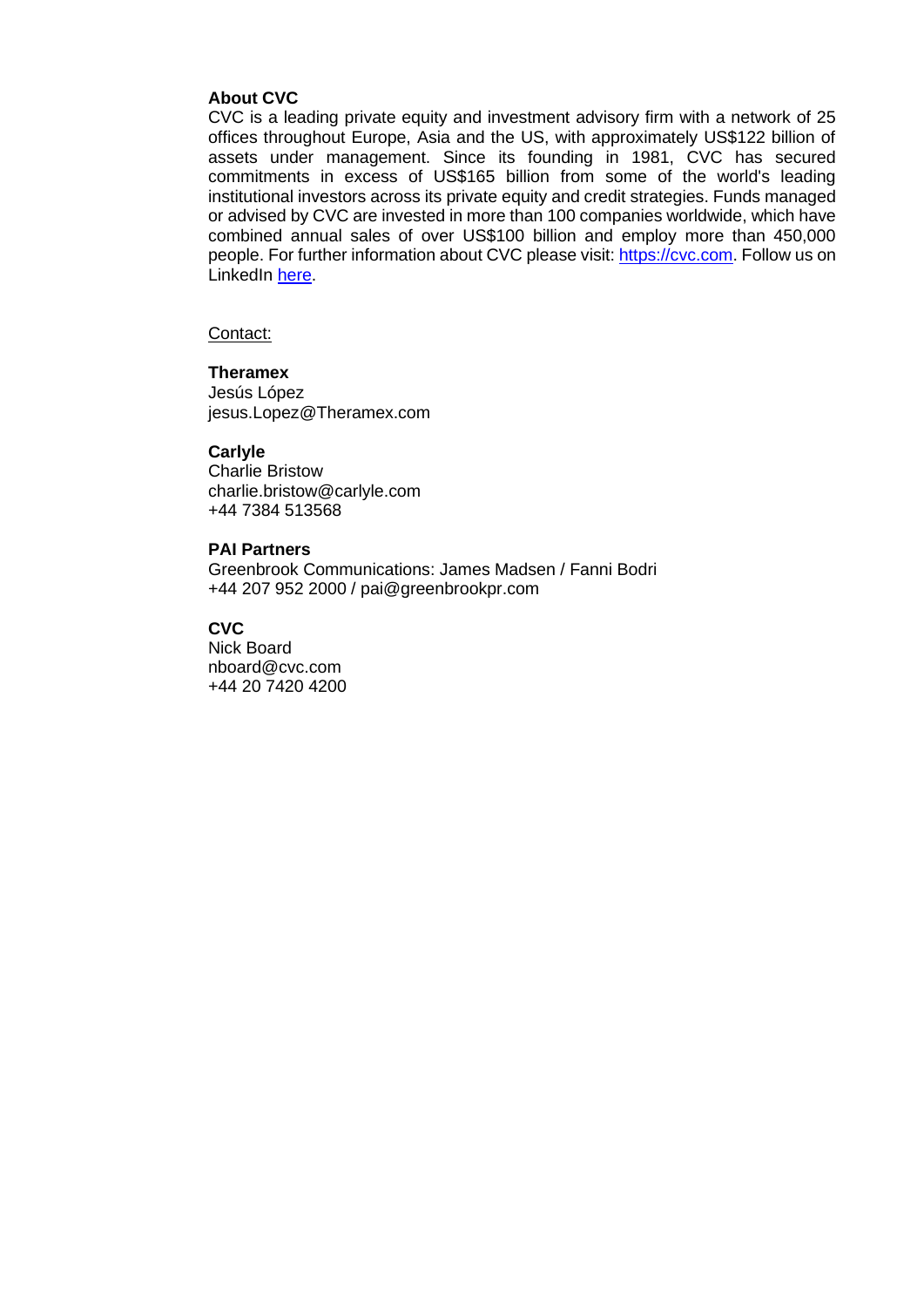**About CVC**

CVC is a leading private equity and investment advisory firm with a network of 25 offices throughout Europe, Asia and the US, with approximately US$122 billion of assets under management. Since its founding in 1981, CVC has secured commitments in excess of US$165 billion from some of the world's leading institutional investors across its private equity and credit strategies. Funds managed or advised by CVC are invested in more than 100 companies worldwide, which have combined annual sales of over US$100 billion and employ more than 450,000 people. For further information about CVC please visit: [https://cvc.com](https://cvc.com). Follow us on LinkedIn [here](here).

Contact:

**Theramex**
Jesús López
jesus.Lopez@Theramex.com

**Carlyle**
Charlie Bristow
charlie.bristow@carlyle.com
+44 7384 513568

**PAI Partners**
Greenbrook Communications: James Madsen / Fanni Bodri
+44 207 952 2000 / pai@greenbrookpr.com

**CVC**
Nick Board
nboard@cvc.com
+44 20 7420 4200